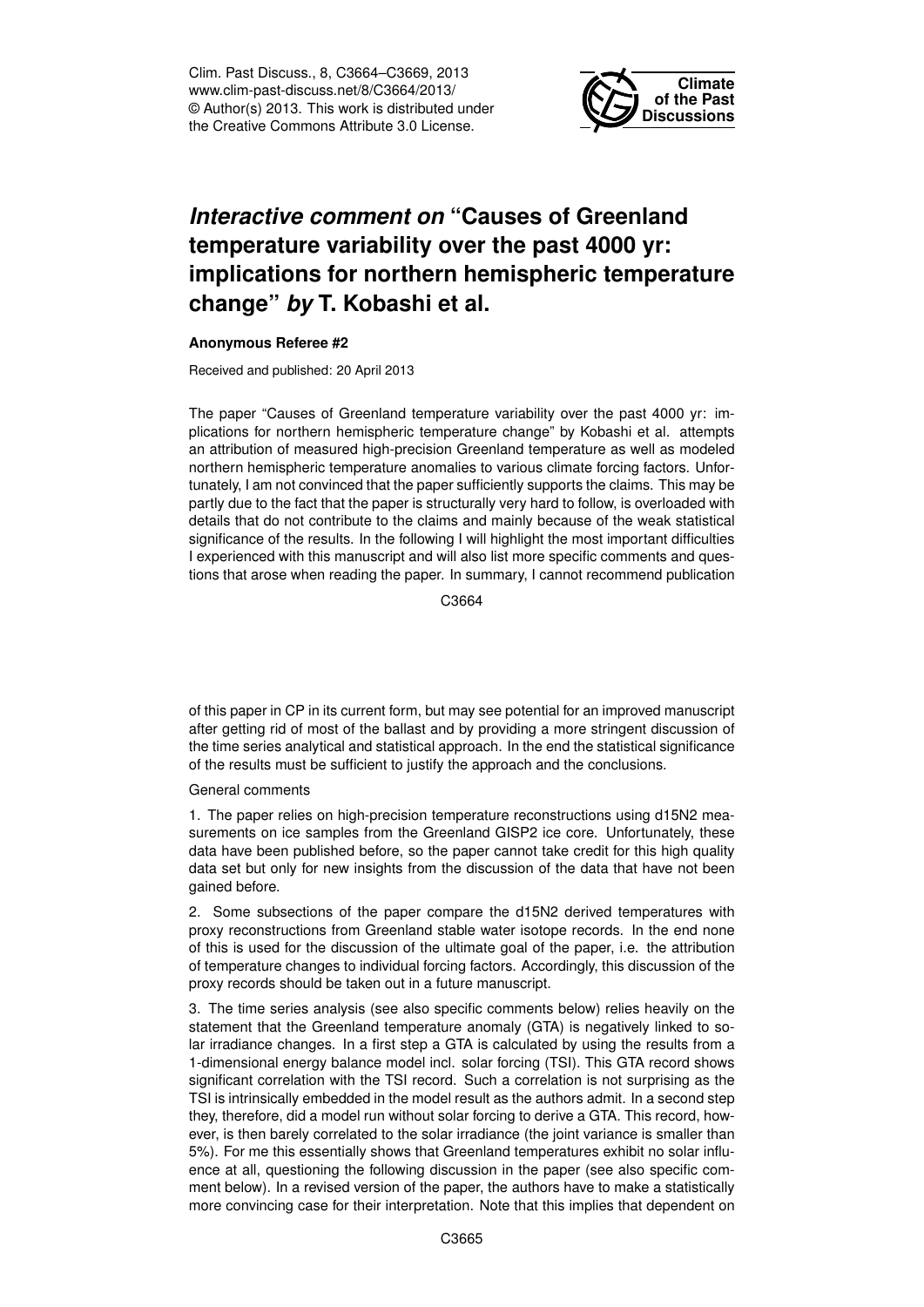# *Interactive comment on* "Causes of Greenland temperature variability over the past 4000 yr: implications for northern hemispheric temperature change" *by* T. Kobashi et al.

**Anonymous Referee #2**

Received and published: 20 April 2013

The paper "Causes of Greenland temperature variability over the past 4000 yr: implications for northern hemispheric temperature change" by Kobashi et al. attempts an attribution of measured high-precision Greenland temperature as well as modeled northern hemispheric temperature anomalies to various climate forcing factors. Unfortunately, I am not convinced that the paper sufficiently supports the claims. This may be partly due to the fact that the paper is structurally very hard to follow, is overloaded with details that do not contribute to the claims and mainly because of the weak statistical significance of the results. In the following I will highlight the most important difficulties I experienced with this manuscript and will also list more specific comments and questions that arose when reading the paper. In summary, I cannot recommend publication of this paper in CP in its current form, but may see potential for an improved manuscript after getting rid of most of the ballast and by providing a more stringent discussion of the time series analytical and statistical approach. In the end the statistical significance of the results must be sufficient to justify the approach and the conclusions.

General comments

1. The paper relies on high-precision temperature reconstructions using d15N2 measurements on ice samples from the Greenland GISP2 ice core. Unfortunately, these data have been published before, so the paper cannot take credit for this high quality data set but only for new insights from the discussion of the data that have not been gained before.

2. Some subsections of the paper compare the d15N2 derived temperatures with proxy reconstructions from Greenland stable water isotope records. In the end none of this is used for the discussion of the ultimate goal of the paper, i.e. the attribution of temperature changes to individual forcing factors. Accordingly, this discussion of the proxy records should be taken out in a future manuscript.

3. The time series analysis (see also specific comments below) relies heavily on the statement that the Greenland temperature anomaly (GTA) is negatively linked to solar irradiance changes. In a first step a GTA is calculated by using the results from a 1-dimensional energy balance model incl. solar forcing (TSI). This GTA record shows significant correlation with the TSI record. Such a correlation is not surprising as the TSI is intrinsically embedded in the model result as the authors admit. In a second step they, therefore, did a model run without solar forcing to derive a GTA. This record, however, is then barely correlated to the solar irradiance (the joint variance is smaller than 5%). For me this essentially shows that Greenland temperatures exhibit no solar influence at all, questioning the following discussion in the paper (see also specific comment below). In a revised version of the paper, the authors have to make a statistically more convincing case for their interpretation. Note that this implies that dependent on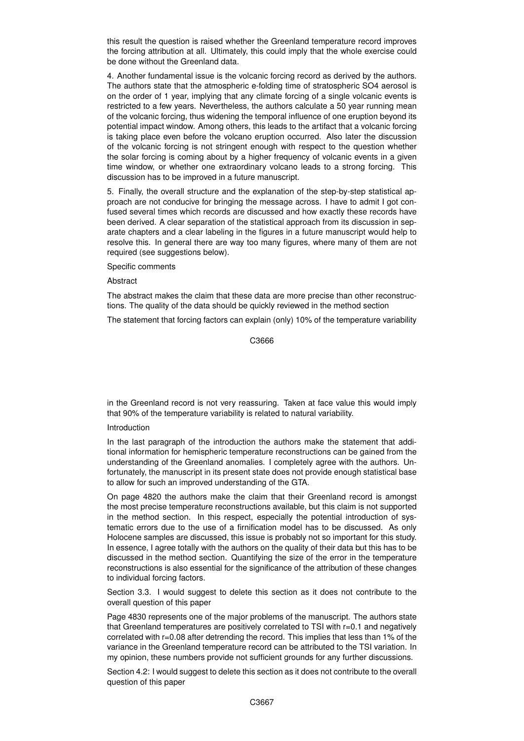this result the question is raised whether the Greenland temperature record improves the forcing attribution at all. Ultimately, this could imply that the whole exercise could be done without the Greenland data.

4. Another fundamental issue is the volcanic forcing record as derived by the authors. The authors state that the atmospheric e-folding time of stratospheric SO4 aerosol is on the order of 1 year, implying that any climate forcing of a single volcanic events is restricted to a few years. Nevertheless, the authors calculate a 50 year running mean of the volcanic forcing, thus widening the temporal influence of one eruption beyond its potential impact window. Among others, this leads to the artifact that a volcanic forcing is taking place even before the volcano eruption occurred. Also later the discussion of the volcanic forcing is not stringent enough with respect to the question whether the solar forcing is coming about by a higher frequency of volcanic events in a given time window, or whether one extraordinary volcano leads to a strong forcing. This discussion has to be improved in a future manuscript.

5. Finally, the overall structure and the explanation of the step-by-step statistical approach are not conducive for bringing the message across. I have to admit I got confused several times which records are discussed and how exactly these records have been derived. A clear separation of the statistical approach from its discussion in separate chapters and a clear labeling in the figures in a future manuscript would help to resolve this. In general there are way too many figures, where many of them are not required (see suggestions below).

Specific comments

Abstract

The abstract makes the claim that these data are more precise than other reconstructions. The quality of the data should be quickly reviewed in the method section

The statement that forcing factors can explain (only) 10% of the temperature variability in the Greenland record is not very reassuring. Taken at face value this would imply that 90% of the temperature variability is related to natural variability.

Introduction

In the last paragraph of the introduction the authors make the statement that additional information for hemispheric temperature reconstructions can be gained from the understanding of the Greenland anomalies. I completely agree with the authors. Unfortunately, the manuscript in its present state does not provide enough statistical base to allow for such an improved understanding of the GTA.

On page 4820 the authors make the claim that their Greenland record is amongst the most precise temperature reconstructions available, but this claim is not supported in the method section. In this respect, especially the potential introduction of systematic errors due to the use of a firnification model has to be discussed. As only Holocene samples are discussed, this issue is probably not so important for this study. In essence, I agree totally with the authors on the quality of their data but this has to be discussed in the method section. Quantifying the size of the error in the temperature reconstructions is also essential for the significance of the attribution of these changes to individual forcing factors.

Section 3.3. I would suggest to delete this section as it does not contribute to the overall question of this paper

Page 4830 represents one of the major problems of the manuscript. The authors state that Greenland temperatures are positively correlated to TSI with $r=0.1$ and negatively correlated with $r=0.08$ after detrending the record. This implies that less than 1% of the variance in the Greenland temperature record can be attributed to the TSI variation. In my opinion, these numbers provide not sufficient grounds for any further discussions.

Section 4.2: I would suggest to delete this section as it does not contribute to the overall question of this paper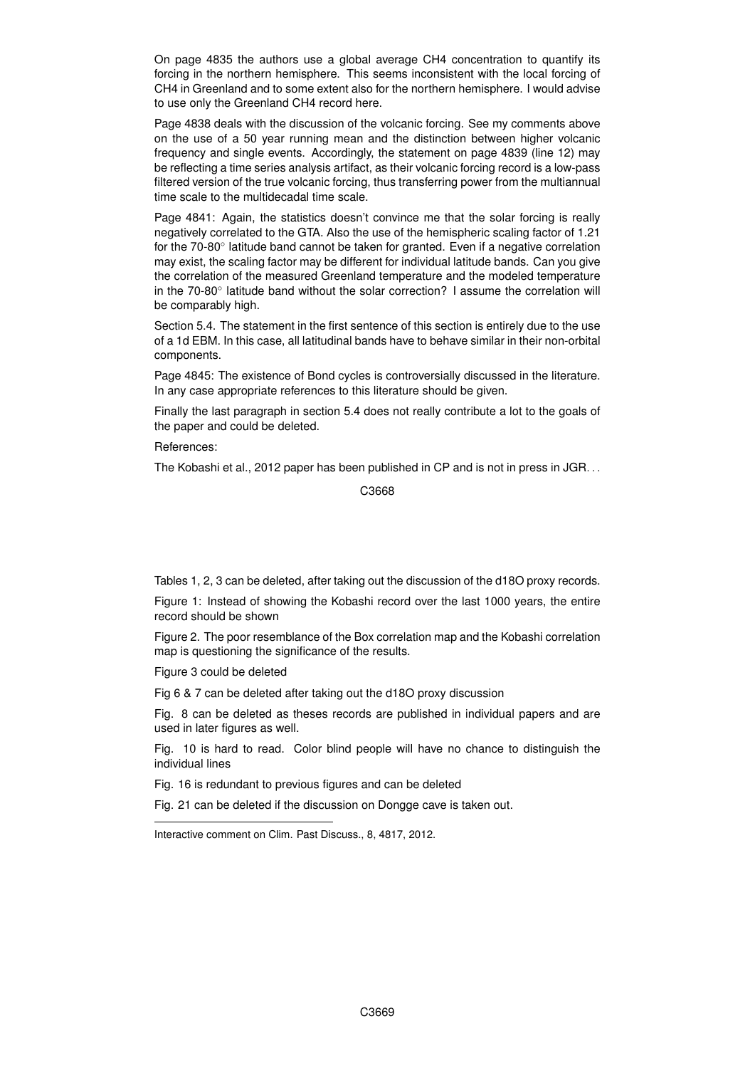On page 4835 the authors use a global average $CH_4$ concentration to quantify its forcing in the northern hemisphere. This seems inconsistent with the local forcing of $CH_4$ in Greenland and to some extent also for the northern hemisphere. I would advise to use only the Greenland $CH_4$ record here.

Page 4838 deals with the discussion of the volcanic forcing. See my comments above on the use of a 50 year running mean and the distinction between higher volcanic frequency and single events. Accordingly, the statement on page 4839 (line 12) may be reflecting a time series analysis artifact, as their volcanic forcing record is a low-pass filtered version of the true volcanic forcing, thus transferring power from the multiannual time scale to the multidecadal time scale.

Page 4841: Again, the statistics doesn't convince me that the solar forcing is really negatively correlated to the GTA. Also the use of the hemispheric scaling factor of 1.21 for the 70-80° latitude band cannot be taken for granted. Even if a negative correlation may exist, the scaling factor may be different for individual latitude bands. Can you give the correlation of the measured Greenland temperature and the modeled temperature in the 70-80° latitude band without the solar correction? I assume the correlation will be comparably high.

Section 5.4. The statement in the first sentence of this section is entirely due to the use of a 1d EBM. In this case, all latitudinal bands have to behave similar in their non-orbital components.

Page 4845: The existence of Bond cycles is controversially discussed in the literature. In any case appropriate references to this literature should be given.

Finally the last paragraph in section 5.4 does not really contribute a lot to the goals of the paper and could be deleted.

References:

The Kobashi et al., 2012 paper has been published in CP and is not in press in JGR...

Tables 1, 2, 3 can be deleted, after taking out the discussion of the d18O proxy records.

Figure 1: Instead of showing the Kobashi record over the last 1000 years, the entire record should be shown

Figure 2. The poor resemblance of the Box correlation map and the Kobashi correlation map is questioning the significance of the results.

Figure 3 could be deleted

Fig 6 & 7 can be deleted after taking out the d18O proxy discussion

Fig. 8 can be deleted as theses records are published in individual papers and are used in later figures as well.

Fig. 10 is hard to read. Color blind people will have no chance to distinguish the individual lines

Fig. 16 is redundant to previous figures and can be deleted

Fig. 21 can be deleted if the discussion on Dongge cave is taken out.

---

Interactive comment on Clim. Past Discuss., 8, 4817, 2012.